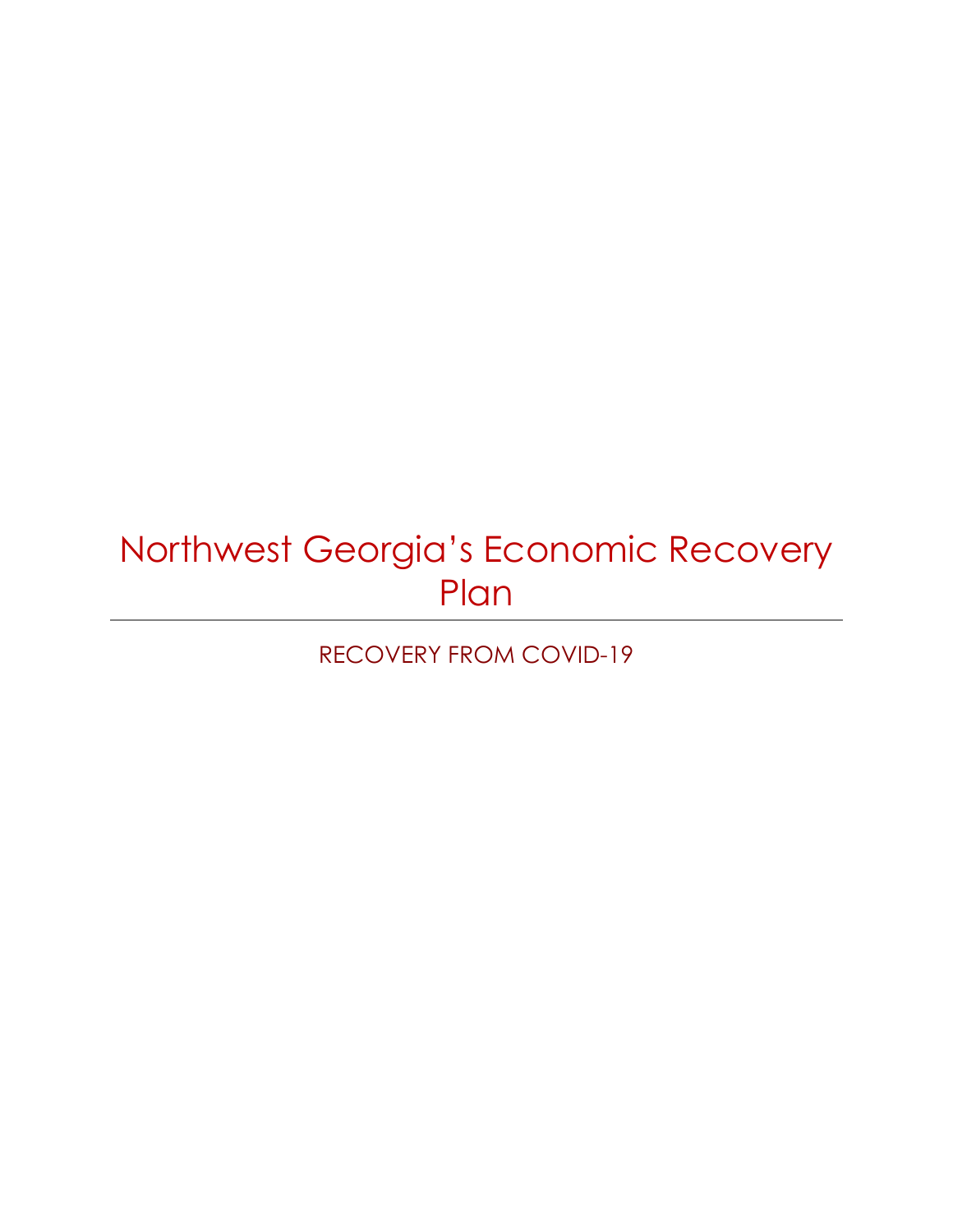# Northwest Georgia’s Economic Recovery Plan

---

RECOVERY FROM COVID-19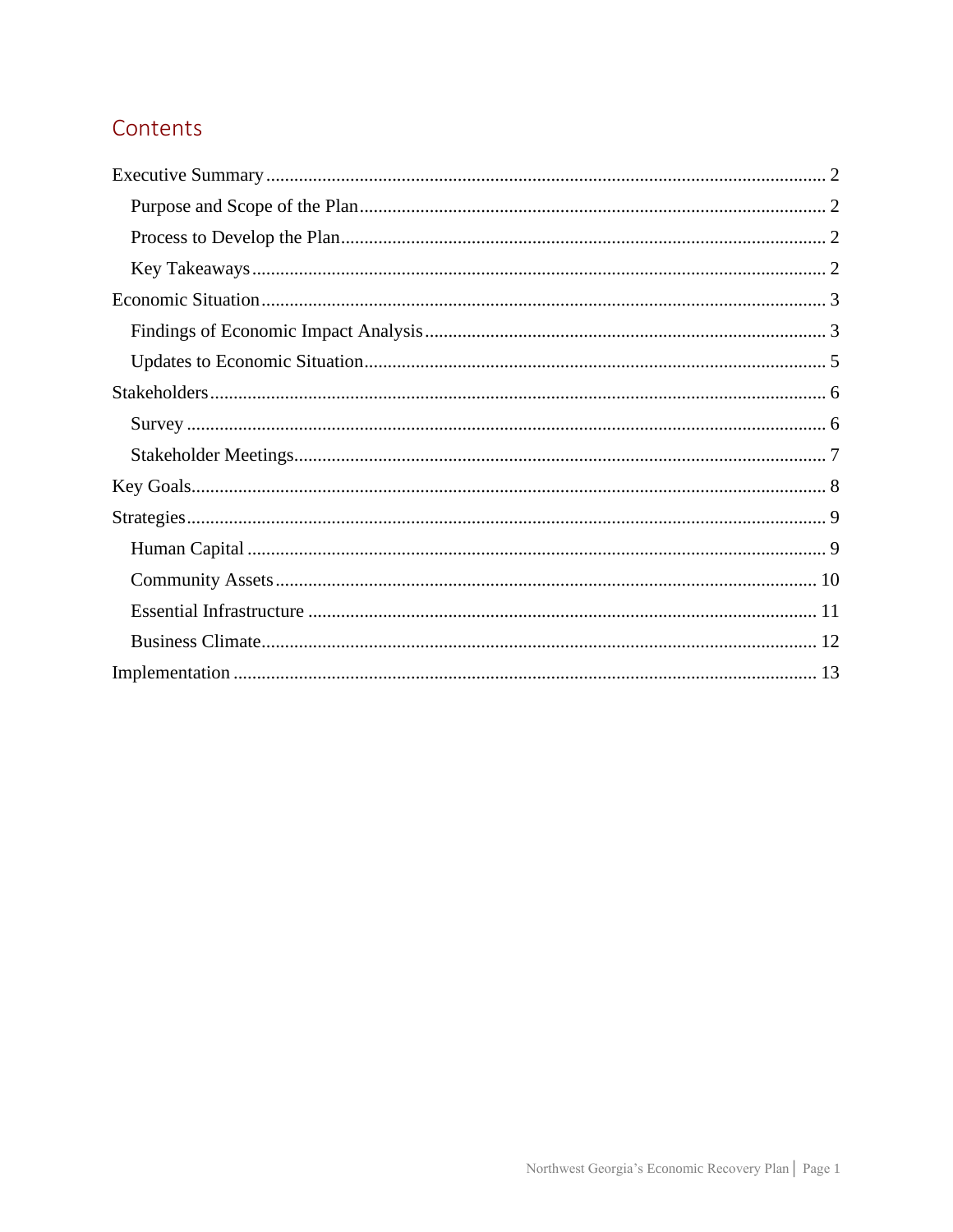## Contents

Executive Summary ........................................................................................................ 2
- Purpose and Scope of the Plan ........................................................................................ 2
- Process to Develop the Plan ........................................................................................ 2
- Key Takeaways ........................................................................................................ 2

Economic Situation ........................................................................................................ 3
- Findings of Economic Impact Analysis ........................................................................................ 3
- Updates to Economic Situation ........................................................................................ 5

Stakeholders ........................................................................................................ 6
- Survey ........................................................................................................ 6
- Stakeholder Meetings ........................................................................................................ 7

Key Goals ........................................................................................................ 8

Strategies ........................................................................................................ 9
- Human Capital ........................................................................................................ 9
- Community Assets ........................................................................................................ 10
- Essential Infrastructure ........................................................................................................ 11
- Business Climate ........................................................................................................ 12

Implementation ........................................................................................................ 13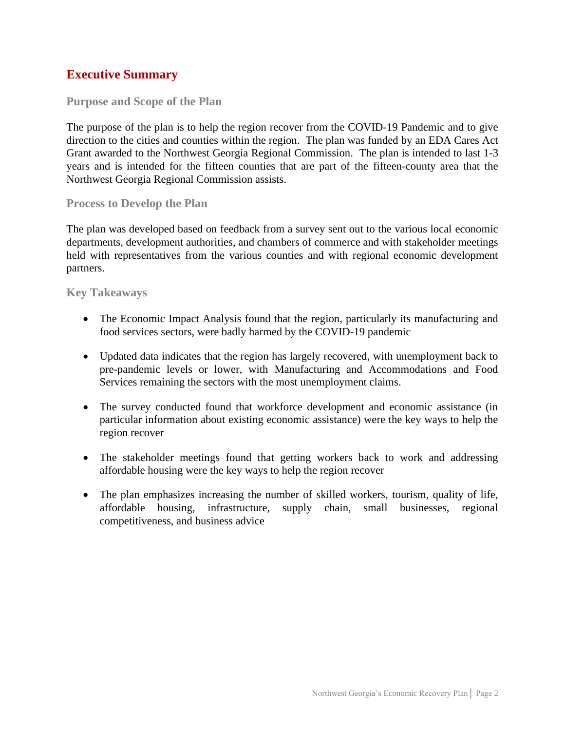# Executive Summary

## Purpose and Scope of the Plan

The purpose of the plan is to help the region recover from the COVID-19 Pandemic and to give direction to the cities and counties within the region. The plan was funded by an EDA Cares Act Grant awarded to the Northwest Georgia Regional Commission. The plan is intended to last 1-3 years and is intended for the fifteen counties that are part of the fifteen-county area that the Northwest Georgia Regional Commission assists.

## Process to Develop the Plan

The plan was developed based on feedback from a survey sent out to the various local economic departments, development authorities, and chambers of commerce and with stakeholder meetings held with representatives from the various counties and with regional economic development partners.

## Key Takeaways

- The Economic Impact Analysis found that the region, particularly its manufacturing and food services sectors, were badly harmed by the COVID-19 pandemic
- Updated data indicates that the region has largely recovered, with unemployment back to pre-pandemic levels or lower, with Manufacturing and Accommodations and Food Services remaining the sectors with the most unemployment claims.
- The survey conducted found that workforce development and economic assistance (in particular information about existing economic assistance) were the key ways to help the region recover
- The stakeholder meetings found that getting workers back to work and addressing affordable housing were the key ways to help the region recover
- The plan emphasizes increasing the number of skilled workers, tourism, quality of life, affordable housing, infrastructure, supply chain, small businesses, regional competitiveness, and business advice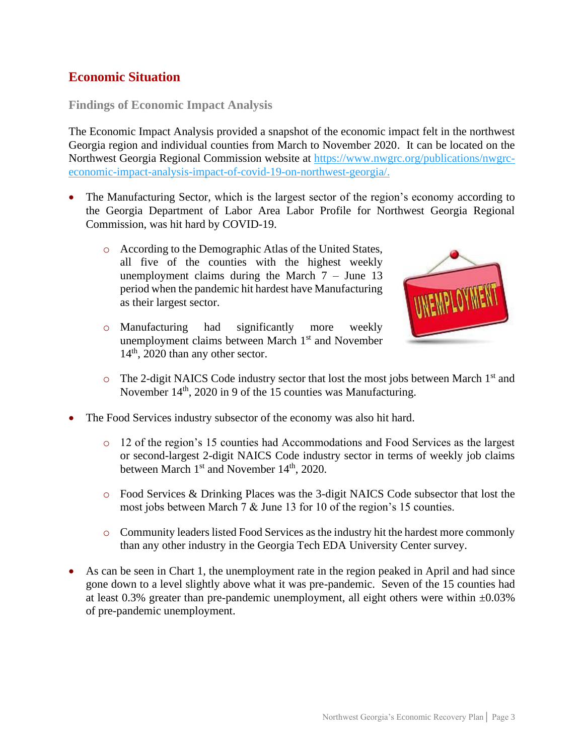## Economic Situation

### Findings of Economic Impact Analysis

The Economic Impact Analysis provided a snapshot of the economic impact felt in the northwest Georgia region and individual counties from March to November 2020. It can be located on the Northwest Georgia Regional Commission website at [https://www.nwgrc.org/publications/nwgrc-economic-impact-analysis-impact-of-covid-19-on-northwest-georgia/.](https://www.nwgrc.org/publications/nwgrc-economic-impact-analysis-impact-of-covid-19-on-northwest-georgia/)

- The Manufacturing Sector, which is the largest sector of the region's economy according to the Georgia Department of Labor Area Labor Profile for Northwest Georgia Regional Commission, was hit hard by COVID-19.
  - According to the Demographic Atlas of the United States, all five of the counties with the highest weekly unemployment claims during the March 7 – June 13 period when the pandemic hit hardest have Manufacturing as their largest sector.
  - Manufacturing had significantly more weekly unemployment claims between March 1st and November 14th, 2020 than any other sector.
  - The 2-digit NAICS Code industry sector that lost the most jobs between March 1st and November 14th, 2020 in 9 of the 15 counties was Manufacturing.
- The Food Services industry subsector of the economy was also hit hard.
  - 12 of the region's 15 counties had Accommodations and Food Services as the largest or second-largest 2-digit NAICS Code industry sector in terms of weekly job claims between March 1st and November 14th, 2020.
  - Food Services & Drinking Places was the 3-digit NAICS Code subsector that lost the most jobs between March 7 & June 13 for 10 of the region's 15 counties.
  - Community leaders listed Food Services as the industry hit the hardest more commonly than any other industry in the Georgia Tech EDA University Center survey.
- As can be seen in Chart 1, the unemployment rate in the region peaked in April and had since gone down to a level slightly above what it was pre-pandemic. Seven of the 15 counties had at least 0.3% greater than pre-pandemic unemployment, all eight others were within ±0.03% of pre-pandemic unemployment.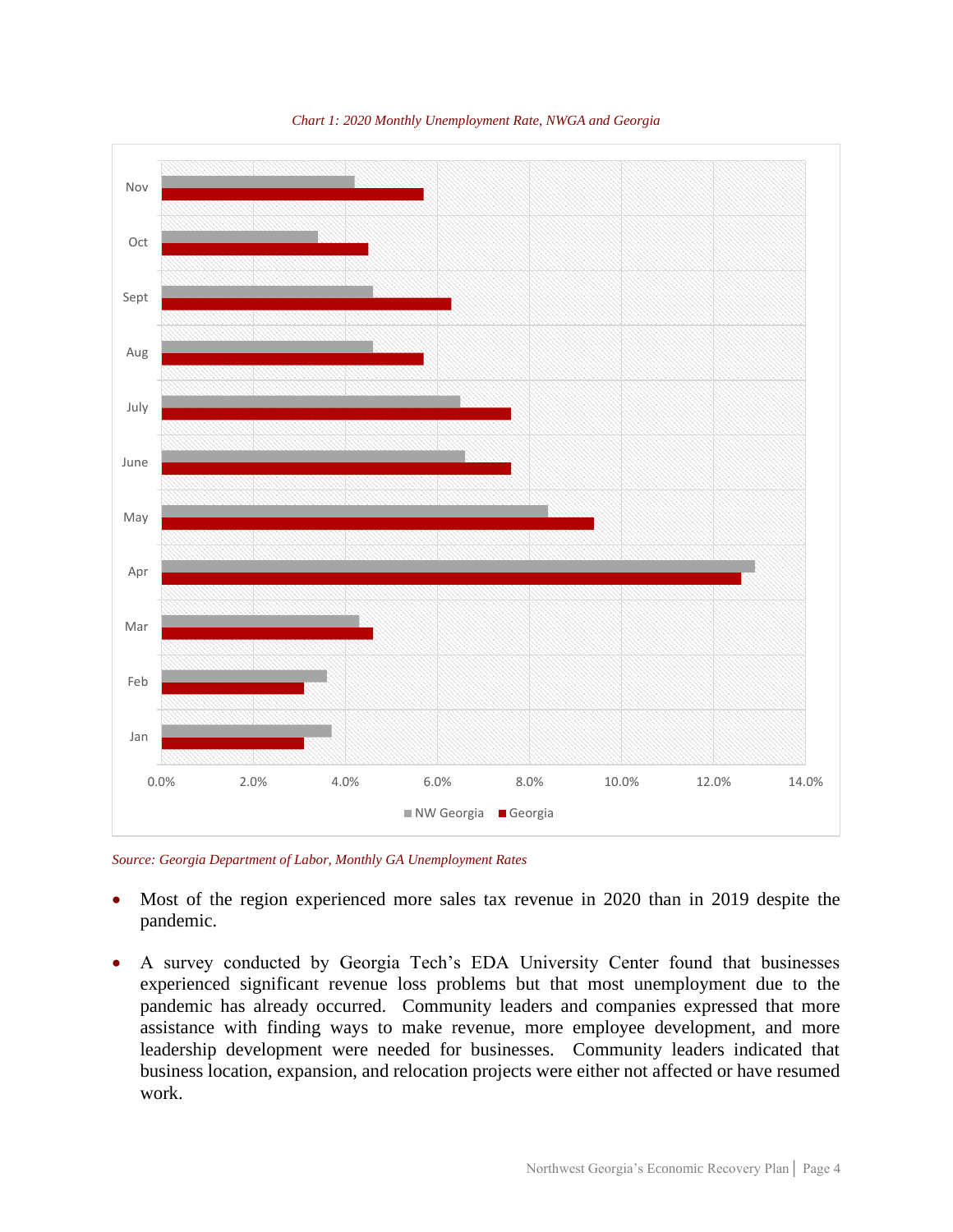*Chart 1: 2020 Monthly Unemployment Rate, NWGA and Georgia*

Nov
Oct
Sept
Aug
July
June
May
Apr
Mar
Feb
Jan

0.0% 2.0% 4.0% 6.0% 8.0% 10.0% 12.0% 14.0%

NW Georgia ■ Georgia

*Source: Georgia Department of Labor, Monthly GA Unemployment Rates*

- Most of the region experienced more sales tax revenue in 2020 than in 2019 despite the pandemic.
- A survey conducted by Georgia Tech's EDA University Center found that businesses experienced significant revenue loss problems but that most unemployment due to the pandemic has already occurred. Community leaders and companies expressed that more assistance with finding ways to make revenue, more employee development, and more leadership development were needed for businesses. Community leaders indicated that business location, expansion, and relocation projects were either not affected or have resumed work.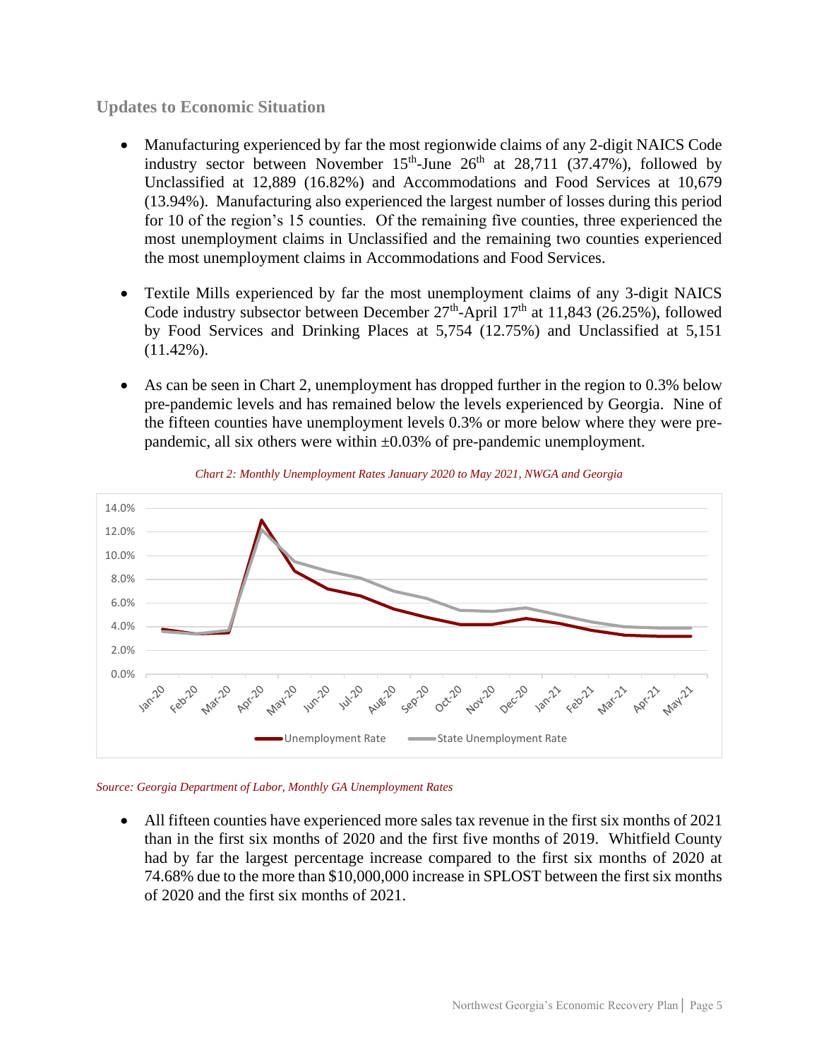## Updates to Economic Situation

- Manufacturing experienced by far the most regionwide claims of any 2-digit NAICS Code industry sector between November 15th-June 26th at 28,711 (37.47%), followed by Unclassified at 12,889 (16.82%) and Accommodations and Food Services at 10,679 (13.94%). Manufacturing also experienced the largest number of losses during this period for 10 of the region's 15 counties. Of the remaining five counties, three experienced the most unemployment claims in Unclassified and the remaining two counties experienced the most unemployment claims in Accommodations and Food Services.

- Textile Mills experienced by far the most unemployment claims of any 3-digit NAICS Code industry subsector between December 27th-April 17th at 11,843 (26.25%), followed by Food Services and Drinking Places at 5,754 (12.75%) and Unclassified at 5,151 (11.42%).

- As can be seen in Chart 2, unemployment has dropped further in the region to 0.3% below pre-pandemic levels and has remained below the levels experienced by Georgia. Nine of the fifteen counties have unemployment levels 0.3% or more below where they were pre-pandemic, all six others were within ±0.03% of pre-pandemic unemployment.

*Chart 2: Monthly Unemployment Rates January 2020 to May 2021, NWGA and Georgia*

14.0%
12.0%
10.0%
8.0%
6.0%
4.0%
2.0%
0.0%

Jan-20 Feb-20 Mar-20 Apr-20 May-20 Jun-20 Jul-20 Aug-20 Sep-20 Oct-20 Nov-20 Dec-20 Jan-21 Feb-21 Mar-21 Apr-21 May-21

Unemployment Rate
State Unemployment Rate

*Source: Georgia Department of Labor, Monthly GA Unemployment Rates*

- All fifteen counties have experienced more sales tax revenue in the first six months of 2021 than in the first six months of 2020 and the first five months of 2019. Whitfield County had by far the largest percentage increase compared to the first six months of 2020 at 74.68% due to the more than $10,000,000 increase in SPLOST between the first six months of 2020 and the first six months of 2021.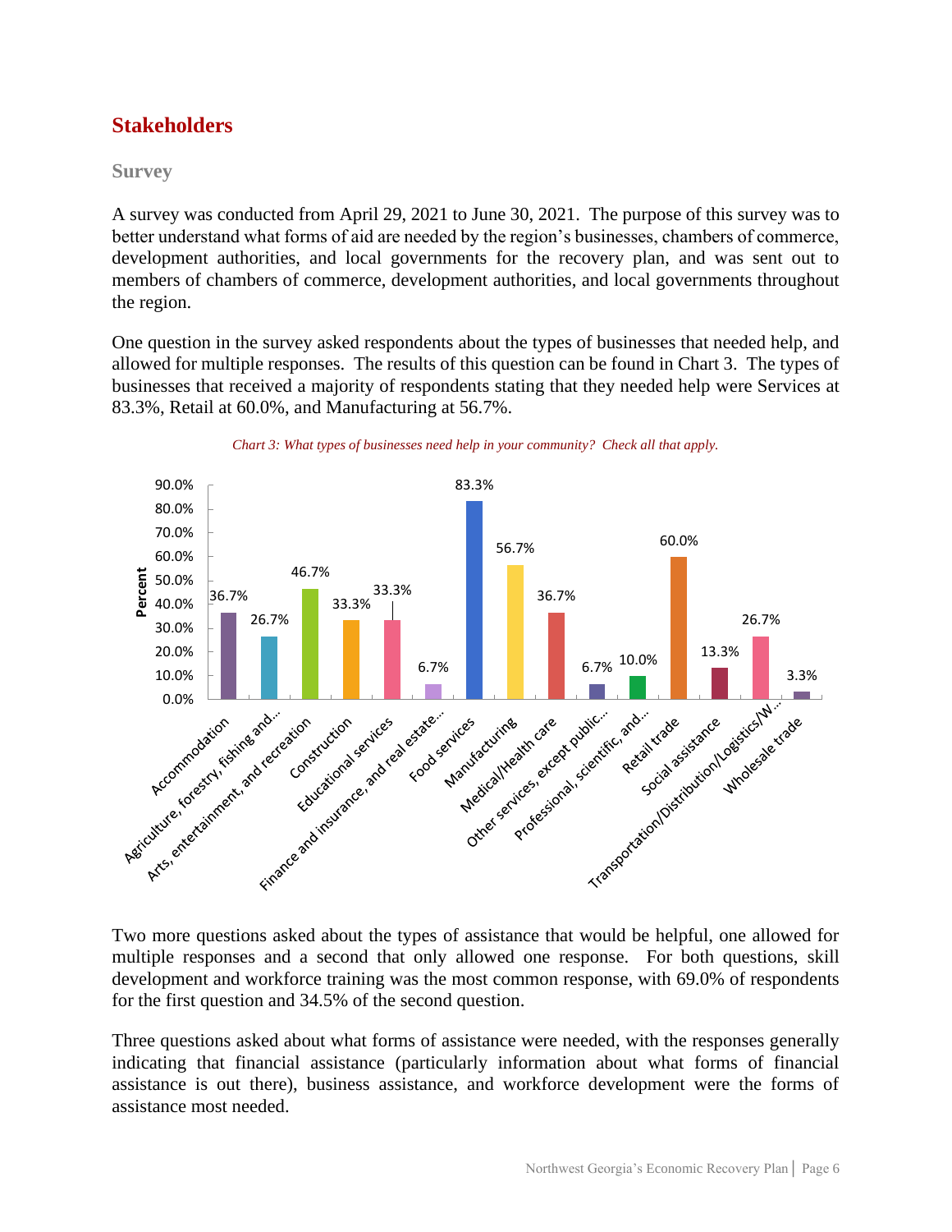## Stakeholders

### Survey

A survey was conducted from April 29, 2021 to June 30, 2021. The purpose of this survey was to better understand what forms of aid are needed by the region's businesses, chambers of commerce, development authorities, and local governments for the recovery plan, and was sent out to members of chambers of commerce, development authorities, and local governments throughout the region.

One question in the survey asked respondents about the types of businesses that needed help, and allowed for multiple responses. The results of this question can be found in Chart 3. The types of businesses that received a majority of respondents stating that they needed help were Services at 83.3%, Retail at 60.0%, and Manufacturing at 56.7%.

*Chart 3: What types of businesses need help in your community? Check all that apply.*

Percent

90.0%
80.0%
70.0%
60.0%
50.0%
40.0%
30.0%
20.0%
10.0%
0.0%

36.7%
26.7%
46.7%
33.3%
33.3%
6.7%
83.3%
56.7%
36.7%
6.7%
10.0%
60.0%
13.3%
26.7%
3.3%

Accommodation
Agriculture, forestry, fishing and...
Arts, entertainment, and recreation
Construction
Educational services
Finance and insurance, and real estate...
Food services
Manufacturing
Medical/Health care
Other services, except public...
Professional, scientific, and...
Retail trade
Social assistance
Transportation/Distribution/Logistics/W...
Wholesale trade

Two more questions asked about the types of assistance that would be helpful, one allowed for multiple responses and a second that only allowed one response. For both questions, skill development and workforce training was the most common response, with 69.0% of respondents for the first question and 34.5% of the second question.

Three questions asked about what forms of assistance were needed, with the responses generally indicating that financial assistance (particularly information about what forms of financial assistance is out there), business assistance, and workforce development were the forms of assistance most needed.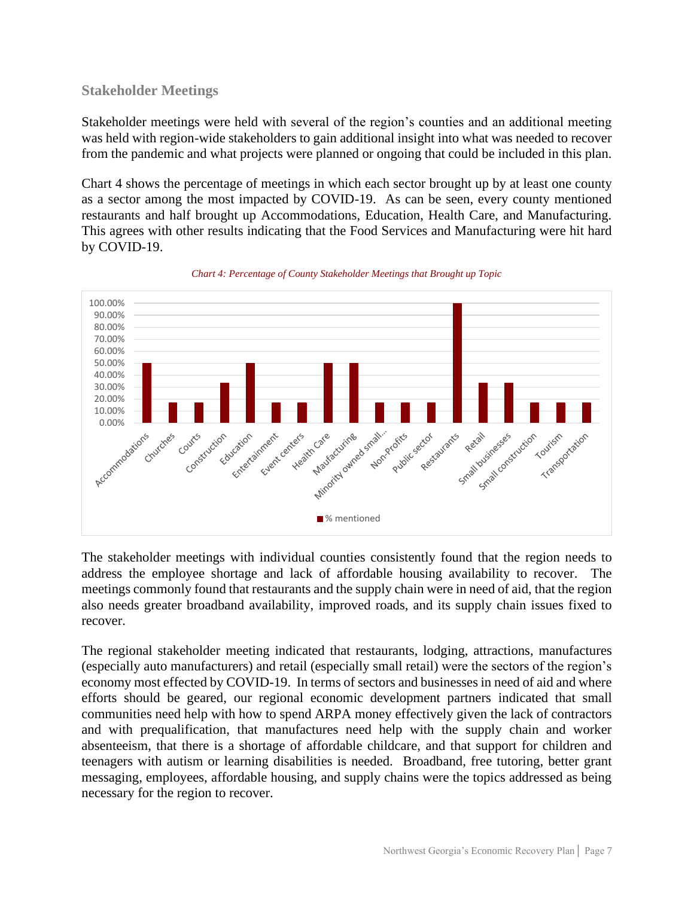## Stakeholder Meetings

Stakeholder meetings were held with several of the region's counties and an additional meeting was held with region-wide stakeholders to gain additional insight into what was needed to recover from the pandemic and what projects were planned or ongoing that could be included in this plan.

Chart 4 shows the percentage of meetings in which each sector brought up by at least one county as a sector among the most impacted by COVID-19. As can be seen, every county mentioned restaurants and half brought up Accommodations, Education, Health Care, and Manufacturing. This agrees with other results indicating that the Food Services and Manufacturing were hit hard by COVID-19.

*Chart 4: Percentage of County Stakeholder Meetings that Brought up Topic*

100.00%
90.00%
80.00%
70.00%
60.00%
50.00%
40.00%
30.00%
20.00%
10.00%
0.00%

Accommodations, Churches, Courts, Construction, Education, Entertainment, Event centers, Health Care, Maufacturing, Minority owned small..., Non-Profits, Public sector, Restaurants, Retail, Small businesses, Small construction, Tourism, Transportation

% mentioned

The stakeholder meetings with individual counties consistently found that the region needs to address the employee shortage and lack of affordable housing availability to recover. The meetings commonly found that restaurants and the supply chain were in need of aid, that the region also needs greater broadband availability, improved roads, and its supply chain issues fixed to recover.

The regional stakeholder meeting indicated that restaurants, lodging, attractions, manufactures (especially auto manufacturers) and retail (especially small retail) were the sectors of the region's economy most effected by COVID-19. In terms of sectors and businesses in need of aid and where efforts should be geared, our regional economic development partners indicated that small communities need help with how to spend ARPA money effectively given the lack of contractors and with prequalification, that manufactures need help with the supply chain and worker absenteeism, that there is a shortage of affordable childcare, and that support for children and teenagers with autism or learning disabilities is needed. Broadband, free tutoring, better grant messaging, employees, affordable housing, and supply chains were the topics addressed as being necessary for the region to recover.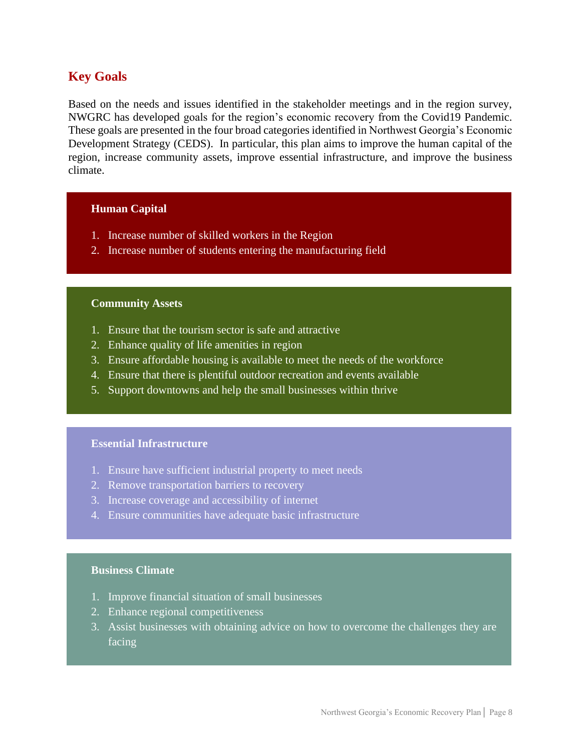## Key Goals

Based on the needs and issues identified in the stakeholder meetings and in the region survey, NWGRC has developed goals for the region's economic recovery from the Covid19 Pandemic. These goals are presented in the four broad categories identified in Northwest Georgia's Economic Development Strategy (CEDS). In particular, this plan aims to improve the human capital of the region, increase community assets, improve essential infrastructure, and improve the business climate.

### Human Capital

1. Increase number of skilled workers in the Region
2. Increase number of students entering the manufacturing field

### Community Assets

1. Ensure that the tourism sector is safe and attractive
2. Enhance quality of life amenities in region
3. Ensure affordable housing is available to meet the needs of the workforce
4. Ensure that there is plentiful outdoor recreation and events available
5. Support downtowns and help the small businesses within thrive

### Essential Infrastructure

1. Ensure have sufficient industrial property to meet needs
2. Remove transportation barriers to recovery
3. Increase coverage and accessibility of internet
4. Ensure communities have adequate basic infrastructure

### Business Climate

1. Improve financial situation of small businesses
2. Enhance regional competitiveness
3. Assist businesses with obtaining advice on how to overcome the challenges they are facing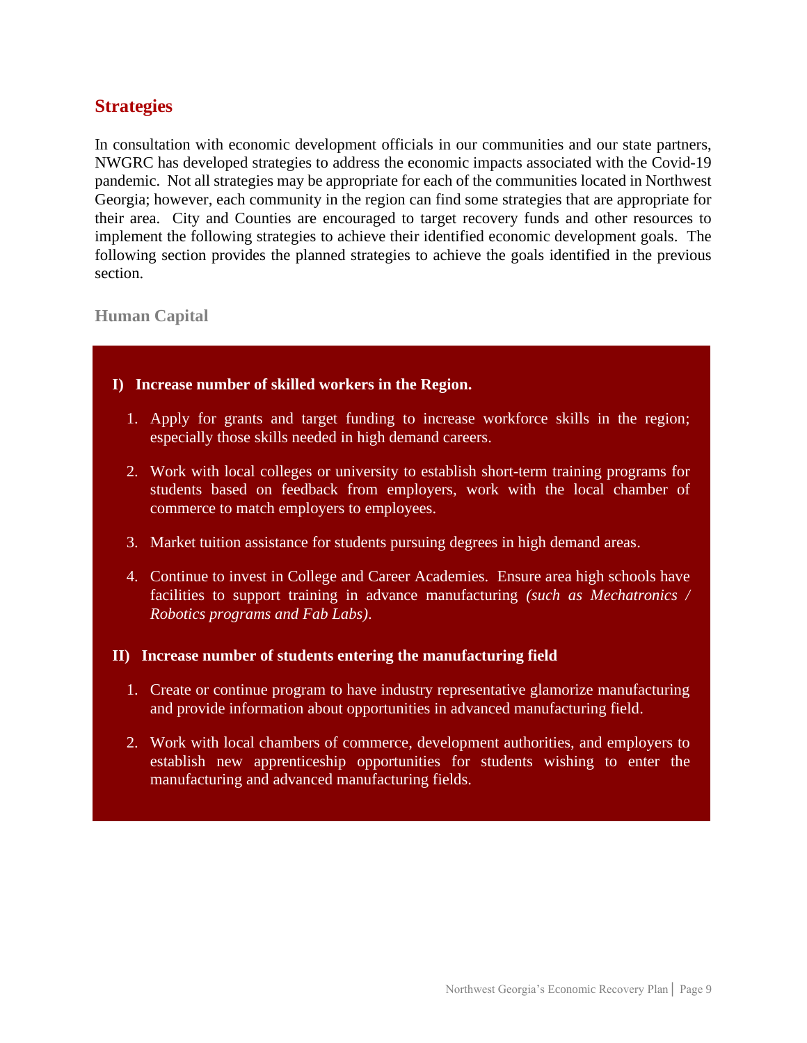## Strategies

In consultation with economic development officials in our communities and our state partners, NWGRC has developed strategies to address the economic impacts associated with the Covid-19 pandemic. Not all strategies may be appropriate for each of the communities located in Northwest Georgia; however, each community in the region can find some strategies that are appropriate for their area. City and Counties are encouraged to target recovery funds and other resources to implement the following strategies to achieve their identified economic development goals. The following section provides the planned strategies to achieve the goals identified in the previous section.

### Human Capital

**I) Increase number of skilled workers in the Region.**

1. Apply for grants and target funding to increase workforce skills in the region; especially those skills needed in high demand careers.
2. Work with local colleges or university to establish short-term training programs for students based on feedback from employers, work with the local chamber of commerce to match employers to employees.
3. Market tuition assistance for students pursuing degrees in high demand areas.
4. Continue to invest in College and Career Academies. Ensure area high schools have facilities to support training in advance manufacturing *(such as Mechatronics / Robotics programs and Fab Labs)*.

**II) Increase number of students entering the manufacturing field**

1. Create or continue program to have industry representative glamorize manufacturing and provide information about opportunities in advanced manufacturing field.
2. Work with local chambers of commerce, development authorities, and employers to establish new apprenticeship opportunities for students wishing to enter the manufacturing and advanced manufacturing fields.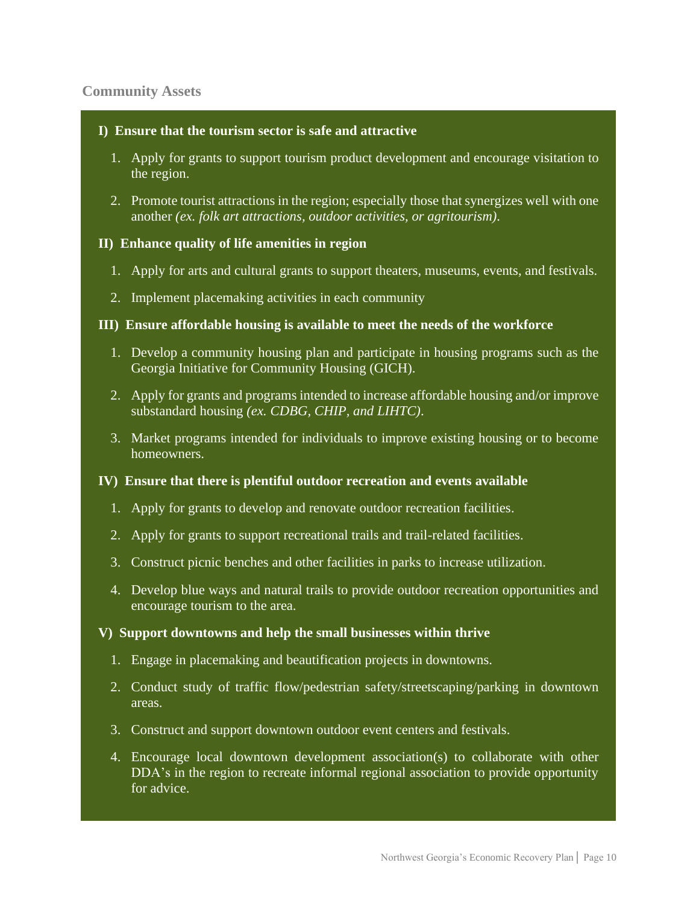## Community Assets

**I) Ensure that the tourism sector is safe and attractive**

1. Apply for grants to support tourism product development and encourage visitation to the region.
2. Promote tourist attractions in the region; especially those that synergizes well with one another *(ex. folk art attractions, outdoor activities, or agritourism).*

**II) Enhance quality of life amenities in region**

1. Apply for arts and cultural grants to support theaters, museums, events, and festivals.
2. Implement placemaking activities in each community

**III) Ensure affordable housing is available to meet the needs of the workforce**

1. Develop a community housing plan and participate in housing programs such as the Georgia Initiative for Community Housing (GICH).
2. Apply for grants and programs intended to increase affordable housing and/or improve substandard housing *(ex. CDBG, CHIP, and LIHTC)*.
3. Market programs intended for individuals to improve existing housing or to become homeowners.

**IV) Ensure that there is plentiful outdoor recreation and events available**

1. Apply for grants to develop and renovate outdoor recreation facilities.
2. Apply for grants to support recreational trails and trail-related facilities.
3. Construct picnic benches and other facilities in parks to increase utilization.
4. Develop blue ways and natural trails to provide outdoor recreation opportunities and encourage tourism to the area.

**V) Support downtowns and help the small businesses within thrive**

1. Engage in placemaking and beautification projects in downtowns.
2. Conduct study of traffic flow/pedestrian safety/streetscaping/parking in downtown areas.
3. Construct and support downtown outdoor event centers and festivals.
4. Encourage local downtown development association(s) to collaborate with other DDA's in the region to recreate informal regional association to provide opportunity for advice.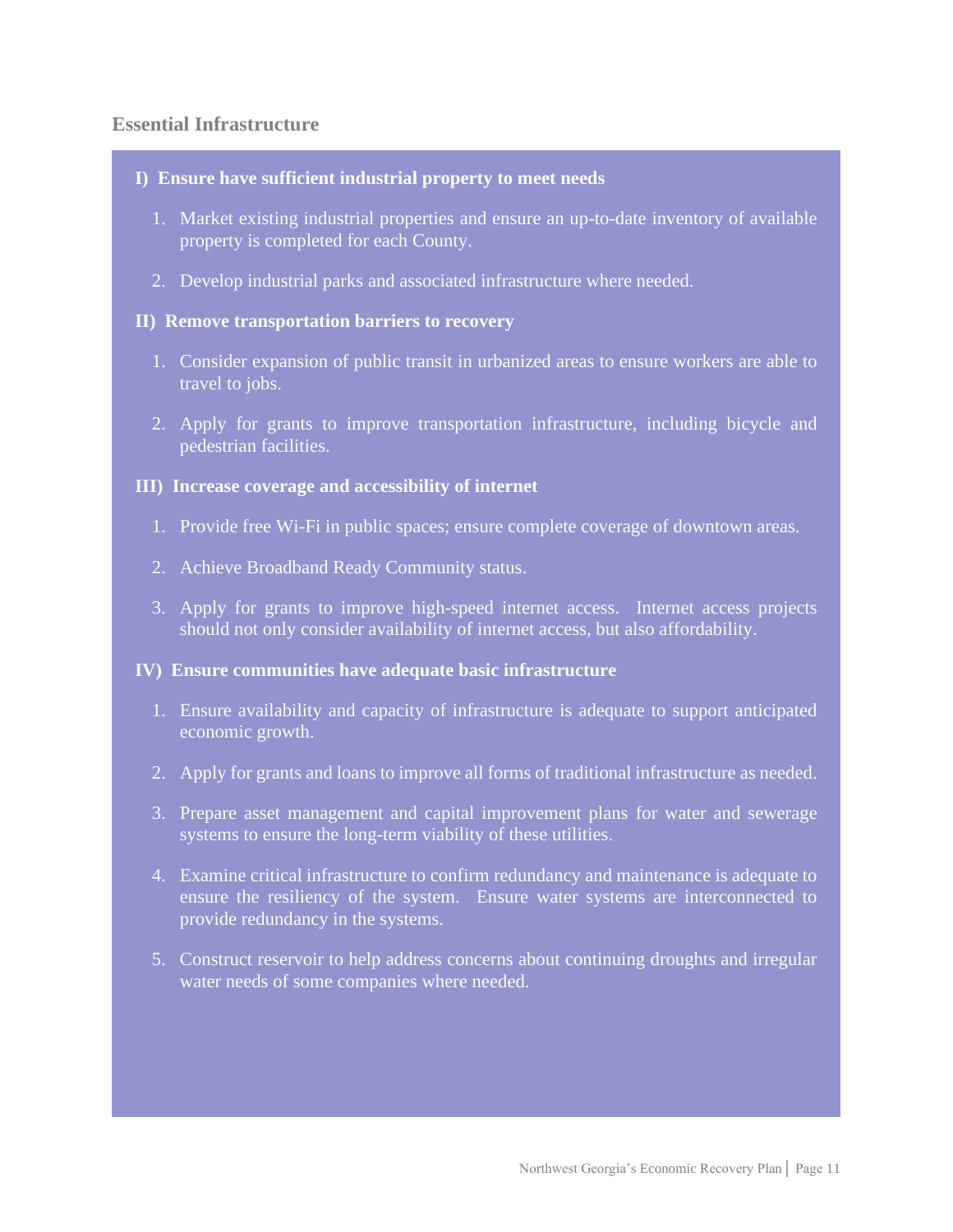## Essential Infrastructure

**I) Ensure have sufficient industrial property to meet needs**

1. Market existing industrial properties and ensure an up-to-date inventory of available property is completed for each County.
2. Develop industrial parks and associated infrastructure where needed.

**II) Remove transportation barriers to recovery**

1. Consider expansion of public transit in urbanized areas to ensure workers are able to travel to jobs.
2. Apply for grants to improve transportation infrastructure, including bicycle and pedestrian facilities.

**III) Increase coverage and accessibility of internet**

1. Provide free Wi-Fi in public spaces; ensure complete coverage of downtown areas.
2. Achieve Broadband Ready Community status.
3. Apply for grants to improve high-speed internet access. Internet access projects should not only consider availability of internet access, but also affordability.

**IV) Ensure communities have adequate basic infrastructure**

1. Ensure availability and capacity of infrastructure is adequate to support anticipated economic growth.
2. Apply for grants and loans to improve all forms of traditional infrastructure as needed.
3. Prepare asset management and capital improvement plans for water and sewerage systems to ensure the long-term viability of these utilities.
4. Examine critical infrastructure to confirm redundancy and maintenance is adequate to ensure the resiliency of the system. Ensure water systems are interconnected to provide redundancy in the systems.
5. Construct reservoir to help address concerns about continuing droughts and irregular water needs of some companies where needed.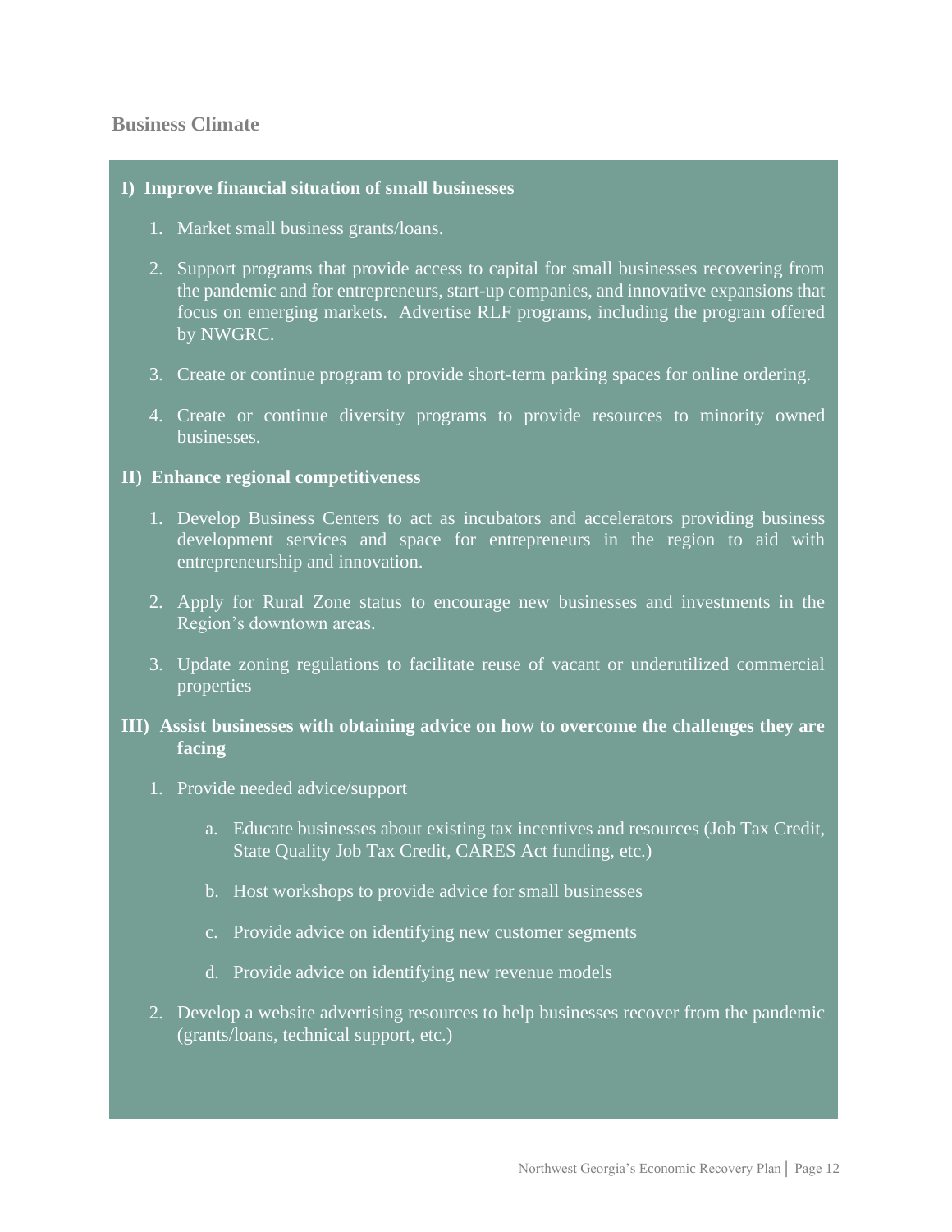## Business Climate

**I) Improve financial situation of small businesses**

1. Market small business grants/loans.
2. Support programs that provide access to capital for small businesses recovering from the pandemic and for entrepreneurs, start-up companies, and innovative expansions that focus on emerging markets. Advertise RLF programs, including the program offered by NWGRC.
3. Create or continue program to provide short-term parking spaces for online ordering.
4. Create or continue diversity programs to provide resources to minority owned businesses.

**II) Enhance regional competitiveness**

1. Develop Business Centers to act as incubators and accelerators providing business development services and space for entrepreneurs in the region to aid with entrepreneurship and innovation.
2. Apply for Rural Zone status to encourage new businesses and investments in the Region's downtown areas.
3. Update zoning regulations to facilitate reuse of vacant or underutilized commercial properties

**III) Assist businesses with obtaining advice on how to overcome the challenges they are facing**

1. Provide needed advice/support
   a. Educate businesses about existing tax incentives and resources (Job Tax Credit, State Quality Job Tax Credit, CARES Act funding, etc.)
   b. Host workshops to provide advice for small businesses
   c. Provide advice on identifying new customer segments
   d. Provide advice on identifying new revenue models
2. Develop a website advertising resources to help businesses recover from the pandemic (grants/loans, technical support, etc.)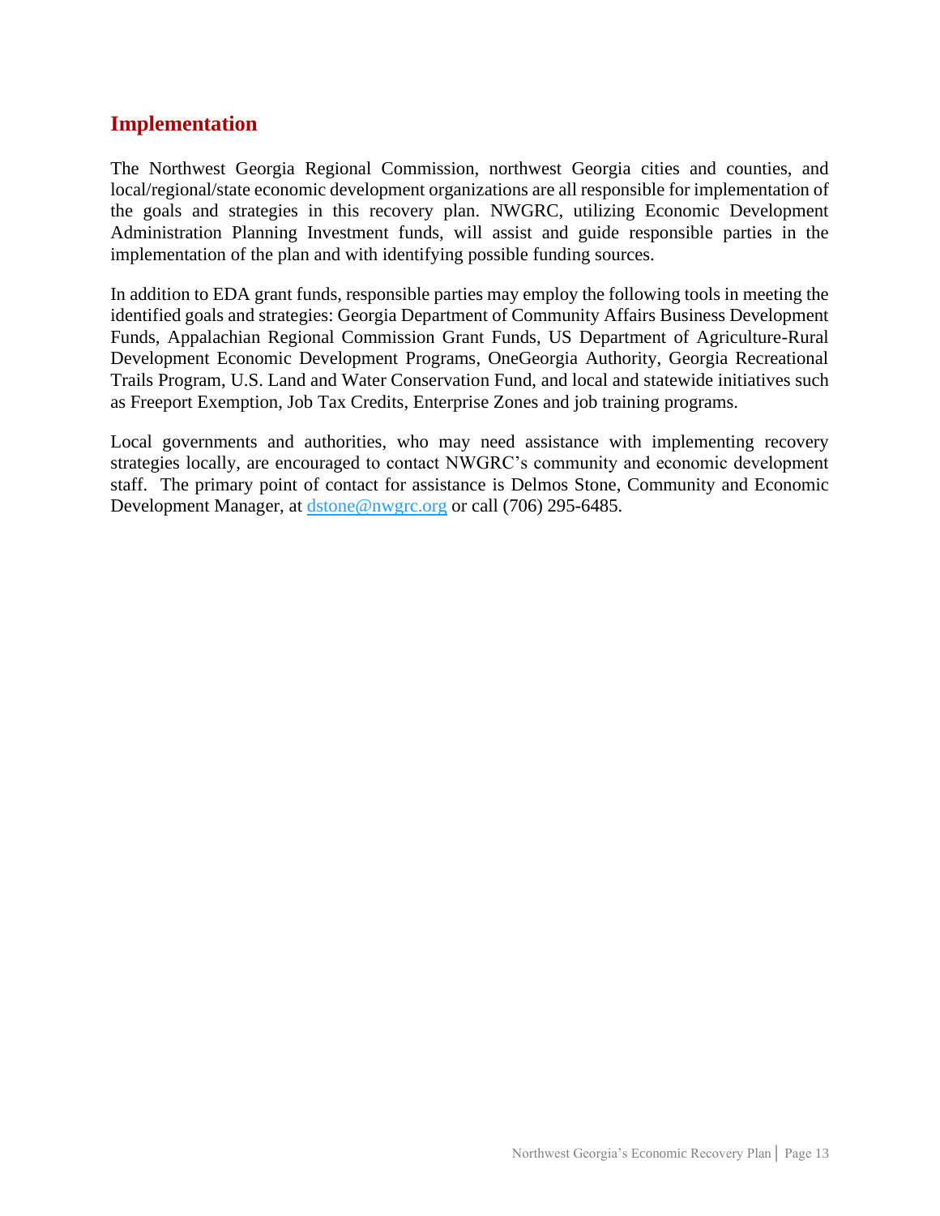## Implementation

The Northwest Georgia Regional Commission, northwest Georgia cities and counties, and local/regional/state economic development organizations are all responsible for implementation of the goals and strategies in this recovery plan. NWGRC, utilizing Economic Development Administration Planning Investment funds, will assist and guide responsible parties in the implementation of the plan and with identifying possible funding sources.

In addition to EDA grant funds, responsible parties may employ the following tools in meeting the identified goals and strategies: Georgia Department of Community Affairs Business Development Funds, Appalachian Regional Commission Grant Funds, US Department of Agriculture-Rural Development Economic Development Programs, OneGeorgia Authority, Georgia Recreational Trails Program, U.S. Land and Water Conservation Fund, and local and statewide initiatives such as Freeport Exemption, Job Tax Credits, Enterprise Zones and job training programs.

Local governments and authorities, who may need assistance with implementing recovery strategies locally, are encouraged to contact NWGRC's community and economic development staff. The primary point of contact for assistance is Delmos Stone, Community and Economic Development Manager, at [dstone@nwgrc.org](mailto:dstone@nwgrc.org) or call (706) 295-6485.